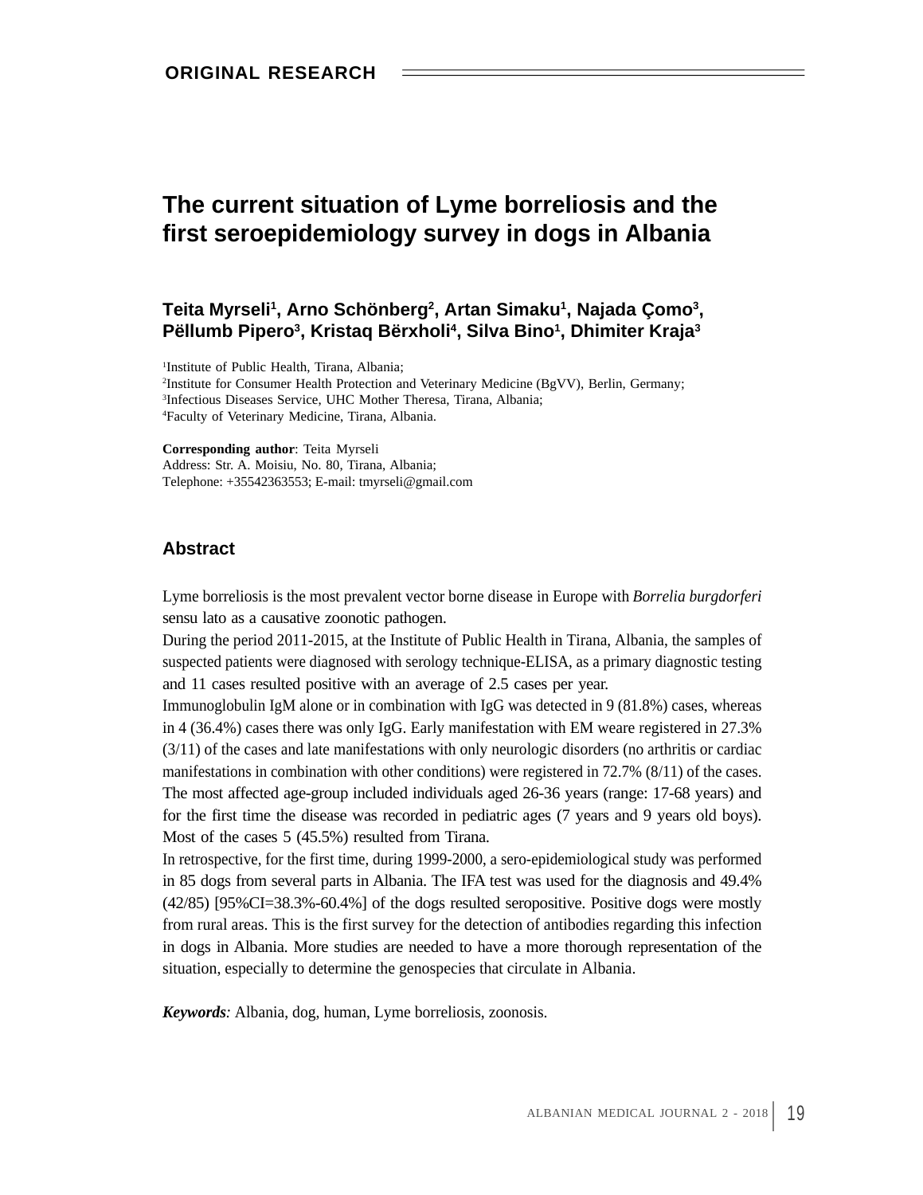ORIGINAL RESEARCH

# The current situation of Lyme borreliosis and the first seroepidemiology survey in dogs in Albania

**Teita Myrseli[1], Arno Schönberg[2], Artan Simaku[1], Najada Çomo[3], Pëllumb Pipero[3], Kristaq Bërxholi[4], Silva Bino[1], Dhimiter Kraja[3]**

[1]Institute of Public Health, Tirana, Albania;
[2]Institute for Consumer Health Protection and Veterinary Medicine (BgVV), Berlin, Germany;
[3]Infectious Diseases Service, UHC Mother Theresa, Tirana, Albania;
[4]Faculty of Veterinary Medicine, Tirana, Albania.

**Corresponding author**: Teita Myrseli
Address: Str. A. Moisiu, No. 80, Tirana, Albania;
Telephone: +35542363553; E-mail: tmyrseli@gmail.com

## Abstract

Lyme borreliosis is the most prevalent vector borne disease in Europe with *Borrelia burgdorferi* sensu lato as a causative zoonotic pathogen.

During the period 2011-2015, at the Institute of Public Health in Tirana, Albania, the samples of suspected patients were diagnosed with serology technique-ELISA, as a primary diagnostic testing and 11 cases resulted positive with an average of 2.5 cases per year.

Immunoglobulin IgM alone or in combination with IgG was detected in 9 (81.8%) cases, whereas in 4 (36.4%) cases there was only IgG. Early manifestation with EM weare registered in 27.3% (3/11) of the cases and late manifestations with only neurologic disorders (no arthritis or cardiac manifestations in combination with other conditions) were registered in 72.7% (8/11) of the cases. The most affected age-group included individuals aged 26-36 years (range: 17-68 years) and for the first time the disease was recorded in pediatric ages (7 years and 9 years old boys). Most of the cases 5 (45.5%) resulted from Tirana.

In retrospective, for the first time, during 1999-2000, a sero-epidemiological study was performed in 85 dogs from several parts in Albania. The IFA test was used for the diagnosis and 49.4% (42/85) [95%CI=38.3%-60.4%] of the dogs resulted seropositive. Positive dogs were mostly from rural areas. This is the first survey for the detection of antibodies regarding this infection in dogs in Albania. More studies are needed to have a more thorough representation of the situation, especially to determine the genospecies that circulate in Albania.

***Keywords**:* Albania, dog, human, Lyme borreliosis, zoonosis.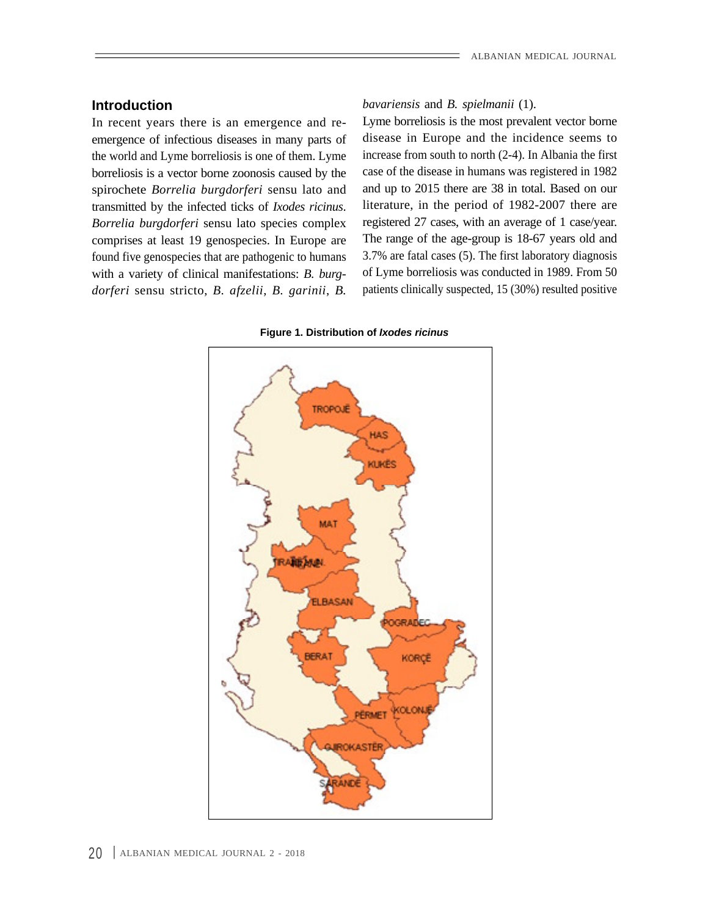## Introduction

In recent years there is an emergence and re-emergence of infectious diseases in many parts of the world and Lyme borreliosis is one of them. Lyme borreliosis is a vector borne zoonosis caused by the spirochete *Borrelia burgdorferi* sensu lato and transmitted by the infected ticks of *Ixodes ricinus*. *Borrelia burgdorferi* sensu lato species complex comprises at least 19 genospecies. In Europe are found five genospecies that are pathogenic to humans with a variety of clinical manifestations: *B. burgdorferi* sensu stricto, *B. afzelii*, *B. garinii*, *B. bavariensis* and *B. spielmanii* (1).

Lyme borreliosis is the most prevalent vector borne disease in Europe and the incidence seems to increase from south to north (2-4). In Albania the first case of the disease in humans was registered in 1982 and up to 2015 there are 38 in total. Based on our literature, in the period of 1982-2007 there are registered 27 cases, with an average of 1 case/year. The range of the age-group is 18-67 years old and 3.7% are fatal cases (5). The first laboratory diagnosis of Lyme borreliosis was conducted in 1989. From 50 patients clinically suspected, 15 (30%) resulted positive

**Figure 1. Distribution of *Ixodes ricinus***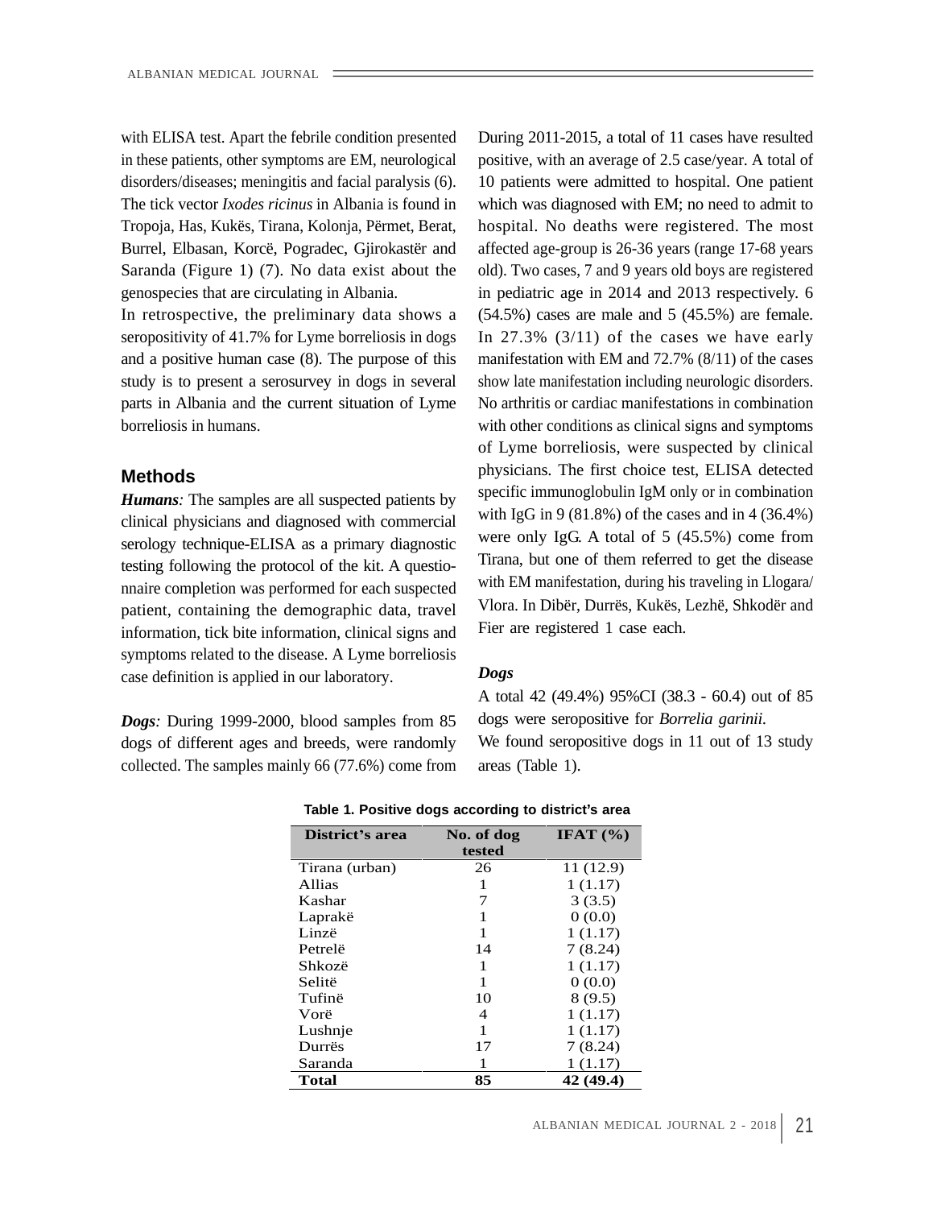with ELISA test. Apart the febrile condition presented in these patients, other symptoms are EM, neurological disorders/diseases; meningitis and facial paralysis (6). The tick vector *Ixodes ricinus* in Albania is found in Tropoja, Has, Kukës, Tirana, Kolonja, Përmet, Berat, Burrel, Elbasan, Korcë, Pogradec, Gjirokastër and Saranda (Figure 1) (7). No data exist about the genospecies that are circulating in Albania.

In retrospective, the preliminary data shows a seropositivity of 41.7% for Lyme borreliosis in dogs and a positive human case (8). The purpose of this study is to present a serosurvey in dogs in several parts in Albania and the current situation of Lyme borreliosis in humans.

## Methods

***Humans**:* The samples are all suspected patients by clinical physicians and diagnosed with commercial serology technique-ELISA as a primary diagnostic testing following the protocol of the kit. A questionnaire completion was performed for each suspected patient, containing the demographic data, travel information, tick bite information, clinical signs and symptoms related to the disease. A Lyme borreliosis case definition is applied in our laboratory.

***Dogs**:* During 1999-2000, blood samples from 85 dogs of different ages and breeds, were randomly collected. The samples mainly 66 (77.6%) come from

During 2011-2015, a total of 11 cases have resulted positive, with an average of 2.5 case/year. A total of 10 patients were admitted to hospital. One patient which was diagnosed with EM; no need to admit to hospital. No deaths were registered. The most affected age-group is 26-36 years (range 17-68 years old). Two cases, 7 and 9 years old boys are registered in pediatric age in 2014 and 2013 respectively. 6 (54.5%) cases are male and 5 (45.5%) are female. In 27.3% (3/11) of the cases we have early manifestation with EM and 72.7% (8/11) of the cases show late manifestation including neurologic disorders. No arthritis or cardiac manifestations in combination with other conditions as clinical signs and symptoms of Lyme borreliosis, were suspected by clinical physicians. The first choice test, ELISA detected specific immunoglobulin IgM only or in combination with IgG in 9 (81.8%) of the cases and in 4 (36.4%) were only IgG. A total of 5 (45.5%) come from Tirana, but one of them referred to get the disease with EM manifestation, during his traveling in Llogara/Vlora. In Dibër, Durrës, Kukës, Lezhë, Shkodër and Fier are registered 1 case each.

***Dogs***

A total 42 (49.4%) 95%CI (38.3 - 60.4) out of 85 dogs were seropositive for *Borrelia garinii*.

We found seropositive dogs in 11 out of 13 study areas (Table 1).

**Table 1. Positive dogs according to district's area**

| District's area | No. of dog tested | IFAT (%) |
|---|---|---|
| Tirana (urban) | 26 | 11 (12.9) |
| Allias | 1 | 1 (1.17) |
| Kashar | 7 | 3 (3.5) |
| Laprakë | 1 | 0 (0.0) |
| Linzë | 1 | 1 (1.17) |
| Petrelë | 14 | 7 (8.24) |
| Shkozë | 1 | 1 (1.17) |
| Selitë | 1 | 0 (0.0) |
| Tufinë | 10 | 8 (9.5) |
| Vorë | 4 | 1 (1.17) |
| Lushnje | 1 | 1 (1.17) |
| Durrës | 17 | 7 (8.24) |
| Saranda | 1 | 1 (1.17) |
| **Total** | **85** | **42 (49.4)** |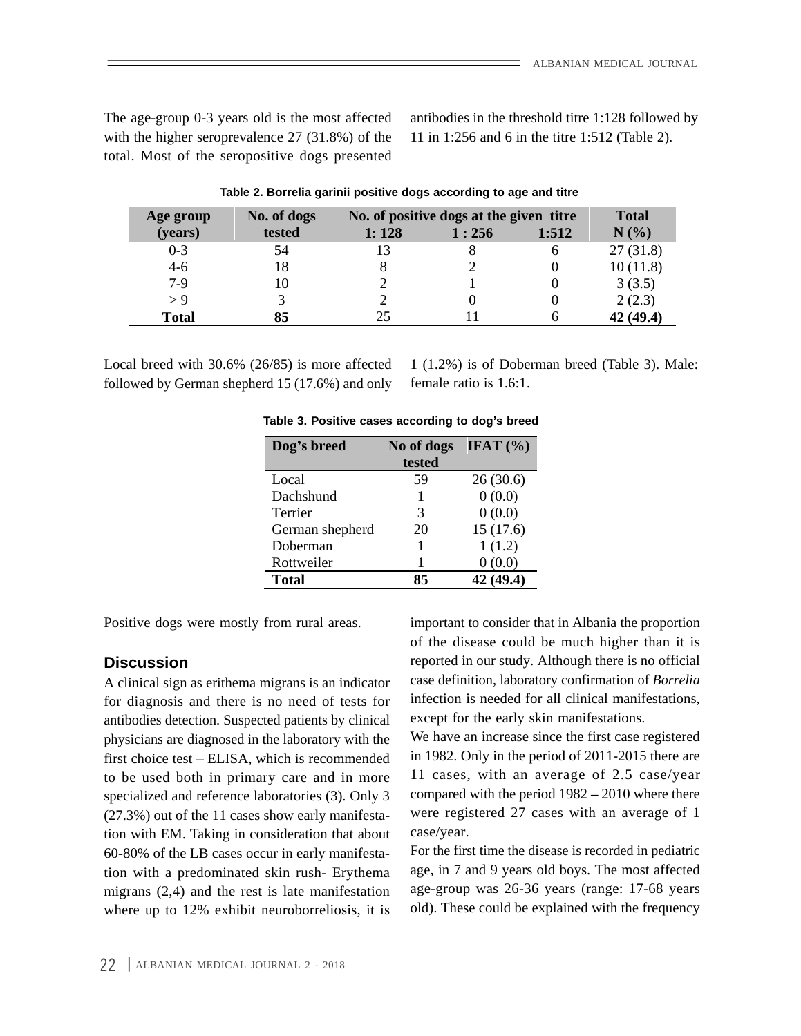The age-group 0-3 years old is the most affected with the higher seroprevalence 27 (31.8%) of the total. Most of the seropositive dogs presented antibodies in the threshold titre 1:128 followed by 11 in 1:256 and 6 in the titre 1:512 (Table 2).

**Table 2. Borrelia garinii positive dogs according to age and titre**

| Age group (years) | No. of dogs tested | No. of positive dogs at the given titre | | | Total N (%) |
|---|---|---|---|---|---|
| | | 1: 128 | 1 : 256 | 1:512 | |
| 0-3 | 54 | 13 | 8 | 6 | 27 (31.8) |
| 4-6 | 18 | 8 | 2 | 0 | 10 (11.8) |
| 7-9 | 10 | 2 | 1 | 0 | 3 (3.5) |
| > 9 | 3 | 2 | 0 | 0 | 2 (2.3) |
| **Total** | **85** | 25 | 11 | 6 | **42 (49.4)** |

Local breed with 30.6% (26/85) is more affected followed by German shepherd 15 (17.6%) and only 1 (1.2%) is of Doberman breed (Table 3). Male: female ratio is 1.6:1.

**Table 3. Positive cases according to dog's breed**

| Dog's breed | No of dogs tested | IFAT (%) |
|---|---|---|
| Local | 59 | 26 (30.6) |
| Dachshund | 1 | 0 (0.0) |
| Terrier | 3 | 0 (0.0) |
| German shepherd | 20 | 15 (17.6) |
| Doberman | 1 | 1 (1.2) |
| Rottweiler | 1 | 0 (0.0) |
| **Total** | **85** | **42 (49.4)** |

Positive dogs were mostly from rural areas.

## Discussion

A clinical sign as erithema migrans is an indicator for diagnosis and there is no need of tests for antibodies detection. Suspected patients by clinical physicians are diagnosed in the laboratory with the first choice test – ELISA, which is recommended to be used both in primary care and in more specialized and reference laboratories (3). Only 3 (27.3%) out of the 11 cases show early manifestation with EM. Taking in consideration that about 60-80% of the LB cases occur in early manifestation with a predominated skin rush- Erythema migrans (2,4) and the rest is late manifestation where up to 12% exhibit neuroborreliosis, it is important to consider that in Albania the proportion of the disease could be much higher than it is reported in our study. Although there is no official case definition, laboratory confirmation of *Borrelia* infection is needed for all clinical manifestations, except for the early skin manifestations.

We have an increase since the first case registered in 1982. Only in the period of 2011-2015 there are 11 cases, with an average of 2.5 case/year compared with the period 1982 – 2010 where there were registered 27 cases with an average of 1 case/year.

For the first time the disease is recorded in pediatric age, in 7 and 9 years old boys. The most affected age-group was 26-36 years (range: 17-68 years old). These could be explained with the frequency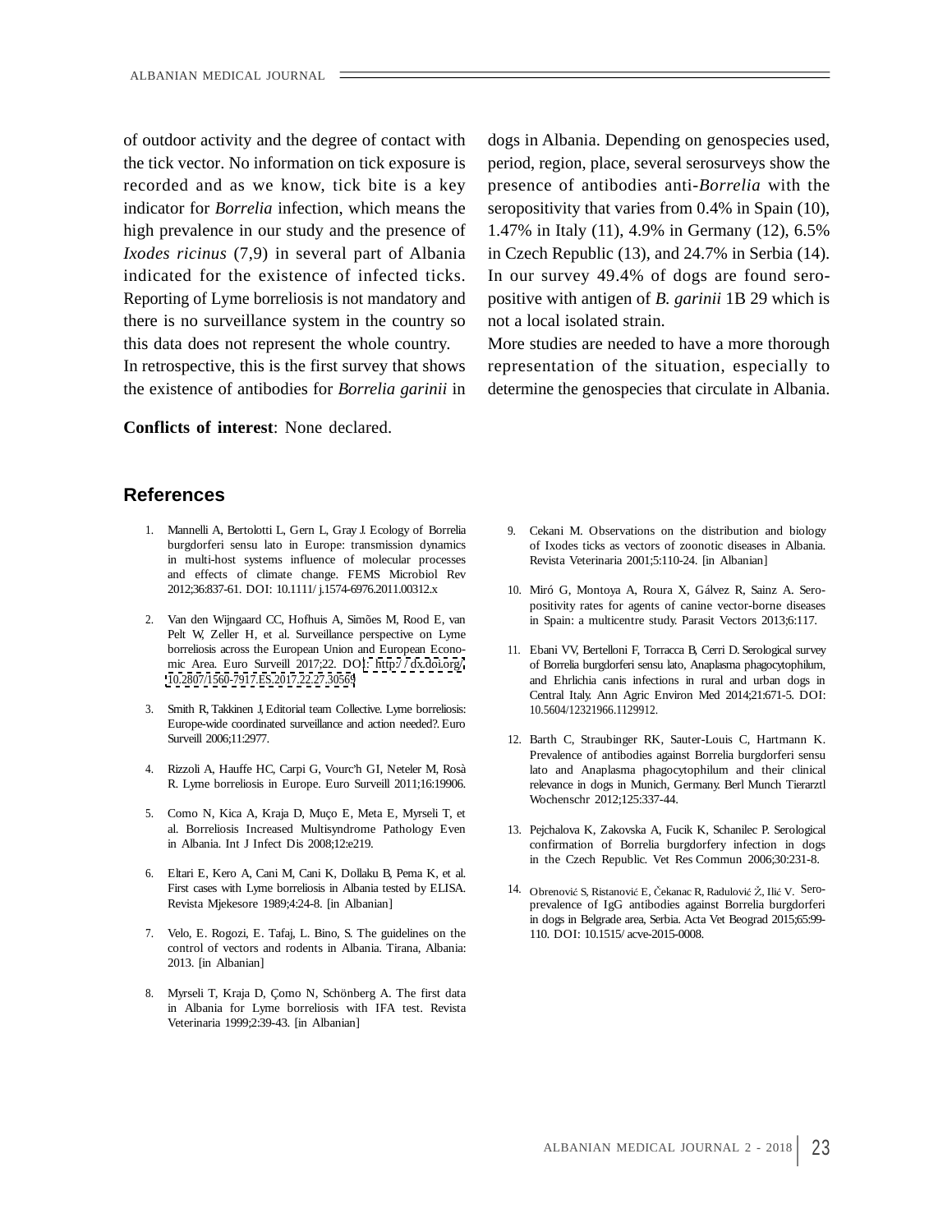of outdoor activity and the degree of contact with the tick vector. No information on tick exposure is recorded and as we know, tick bite is a key indicator for *Borrelia* infection, which means the high prevalence in our study and the presence of *Ixodes ricinus* (7,9) in several part of Albania indicated for the existence of infected ticks. Reporting of Lyme borreliosis is not mandatory and there is no surveillance system in the country so this data does not represent the whole country.

In retrospective, this is the first survey that shows the existence of antibodies for *Borrelia garinii* in dogs in Albania. Depending on genospecies used, period, region, place, several serosurveys show the presence of antibodies anti-*Borrelia* with the seropositivity that varies from 0.4% in Spain (10), 1.47% in Italy (11), 4.9% in Germany (12), 6.5% in Czech Republic (13), and 24.7% in Serbia (14). In our survey 49.4% of dogs are found sero-positive with antigen of *B. garinii* 1B 29 which is not a local isolated strain.

More studies are needed to have a more thorough representation of the situation, especially to determine the genospecies that circulate in Albania.

**Conflicts of interest**: None declared.

## References

1. Mannelli A, Bertolotti L, Gern L, Gray J. Ecology of Borrelia burgdorferi sensu lato in Europe: transmission dynamics in multi-host systems influence of molecular processes and effects of climate change. FEMS Microbiol Rev 2012;36:837-61. DOI: 10.1111/ j.1574-6976.2011.00312.x
2. Van den Wijngaard CC, Hofhuis A, Simões M, Rood E, van Pelt W, Zeller H, et al. Surveillance perspective on Lyme borreliosis across the European Union and European Economic Area. Euro Surveill 2017;22. DOI: http:/ / dx.doi.org/ 10.2807/1560-7917.ES.2017.22.27.30569
3. Smith R, Takkinen J, Editorial team Collective. Lyme borreliosis: Europe-wide coordinated surveillance and action needed?. Euro Surveill 2006;11:2977.
4. Rizzoli A, Hauffe HC, Carpi G, Vourc'h GI, Neteler M, Rosà R. Lyme borreliosis in Europe. Euro Surveill 2011;16:19906.
5. Como N, Kica A, Kraja D, Muço E, Meta E, Myrseli T, et al. Borreliosis Increased Multisyndrome Pathology Even in Albania. Int J Infect Dis 2008;12:e219.
6. Eltari E, Kero A, Cani M, Cani K, Dollaku B, Pema K, et al. First cases with Lyme borreliosis in Albania tested by ELISA. Revista Mjekesore 1989;4:24-8. [in Albanian]
7. Velo, E. Rogozi, E. Tafaj, L. Bino, S. The guidelines on the control of vectors and rodents in Albania. Tirana, Albania: 2013. [in Albanian]
8. Myrseli T, Kraja D, Çomo N, Schönberg A. The first data in Albania for Lyme borreliosis with IFA test. Revista Veterinaria 1999;2:39-43. [in Albanian]
9. Cekani M. Observations on the distribution and biology of Ixodes ticks as vectors of zoonotic diseases in Albania. Revista Veterinaria 2001;5:110-24. [in Albanian]
10. Miró G, Montoya A, Roura X, Gálvez R, Sainz A. Sero-positivity rates for agents of canine vector-borne diseases in Spain: a multicentre study. Parasit Vectors 2013;6:117.
11. Ebani VV, Bertelloni F, Torracca B, Cerri D. Serological survey of Borrelia burgdorferi sensu lato, Anaplasma phagocytophilum, and Ehrlichia canis infections in rural and urban dogs in Central Italy. Ann Agric Environ Med 2014;21:671-5. DOI: 10.5604/12321966.1129912.
12. Barth C, Straubinger RK, Sauter-Louis C, Hartmann K. Prevalence of antibodies against Borrelia burgdorferi sensu lato and Anaplasma phagocytophilum and their clinical relevance in dogs in Munich, Germany. Berl Munch Tierarztl Wochenschr 2012;125:337-44.
13. Pejchalova K, Zakovska A, Fucik K, Schanilec P. Serological confirmation of Borrelia burgdorfery infection in dogs in the Czech Republic. Vet Res Commun 2006;30:231-8.
14. Obrenović S, Ristanović E, Čekanac R, Radulović Ž, Ilić V. Sero-prevalence of IgG antibodies against Borrelia burgdorferi in dogs in Belgrade area, Serbia. Acta Vet Beograd 2015;65:99-110. DOI: 10.1515/ acve-2015-0008.